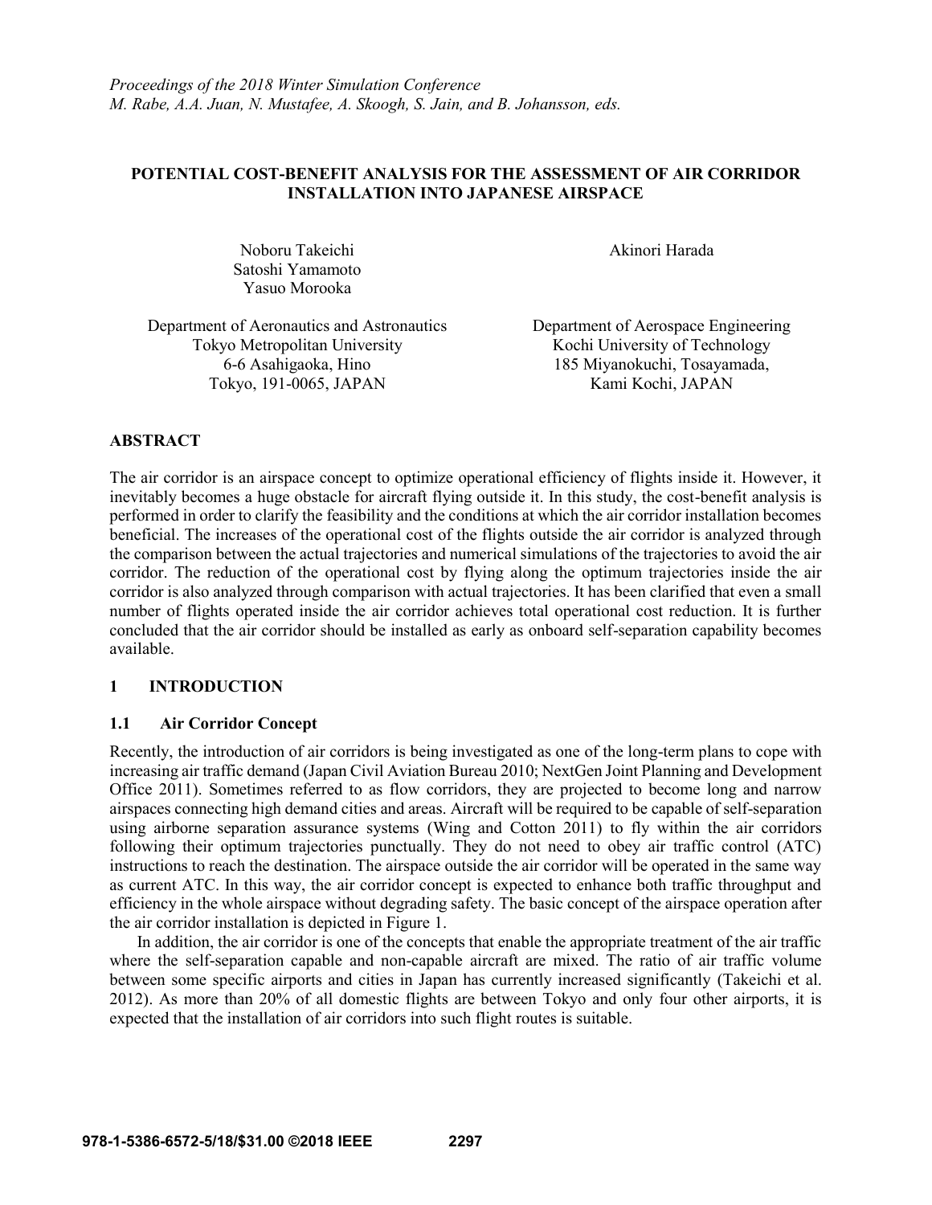*Proceedings of the 2018 Winter Simulation Conference*
*M. Rabe, A.A. Juan, N. Mustafee, A. Skoogh, S. Jain, and B. Johansson, eds.*

# POTENTIAL COST-BENEFIT ANALYSIS FOR THE ASSESSMENT OF AIR CORRIDOR INSTALLATION INTO JAPANESE AIRSPACE

Noboru Takeichi
Satoshi Yamamoto
Yasuo Morooka

Department of Aeronautics and Astronautics
Tokyo Metropolitan University
6-6 Asahigaoka, Hino
Tokyo, 191-0065, JAPAN

Akinori Harada

Department of Aerospace Engineering
Kochi University of Technology
185 Miyanokuchi, Tosayamada,
Kami Kochi, JAPAN

## ABSTRACT

The air corridor is an airspace concept to optimize operational efficiency of flights inside it. However, it inevitably becomes a huge obstacle for aircraft flying outside it. In this study, the cost-benefit analysis is performed in order to clarify the feasibility and the conditions at which the air corridor installation becomes beneficial. The increases of the operational cost of the flights outside the air corridor is analyzed through the comparison between the actual trajectories and numerical simulations of the trajectories to avoid the air corridor. The reduction of the operational cost by flying along the optimum trajectories inside the air corridor is also analyzed through comparison with actual trajectories. It has been clarified that even a small number of flights operated inside the air corridor achieves total operational cost reduction. It is further concluded that the air corridor should be installed as early as onboard self-separation capability becomes available.

## 1 INTRODUCTION

### 1.1 Air Corridor Concept

Recently, the introduction of air corridors is being investigated as one of the long-term plans to cope with increasing air traffic demand (Japan Civil Aviation Bureau 2010; NextGen Joint Planning and Development Office 2011). Sometimes referred to as flow corridors, they are projected to become long and narrow airspaces connecting high demand cities and areas. Aircraft will be required to be capable of self-separation using airborne separation assurance systems (Wing and Cotton 2011) to fly within the air corridors following their optimum trajectories punctually. They do not need to obey air traffic control (ATC) instructions to reach the destination. The airspace outside the air corridor will be operated in the same way as current ATC. In this way, the air corridor concept is expected to enhance both traffic throughput and efficiency in the whole airspace without degrading safety. The basic concept of the airspace operation after the air corridor installation is depicted in Figure 1.

In addition, the air corridor is one of the concepts that enable the appropriate treatment of the air traffic where the self-separation capable and non-capable aircraft are mixed. The ratio of air traffic volume between some specific airports and cities in Japan has currently increased significantly (Takeichi et al. 2012). As more than 20% of all domestic flights are between Tokyo and only four other airports, it is expected that the installation of air corridors into such flight routes is suitable.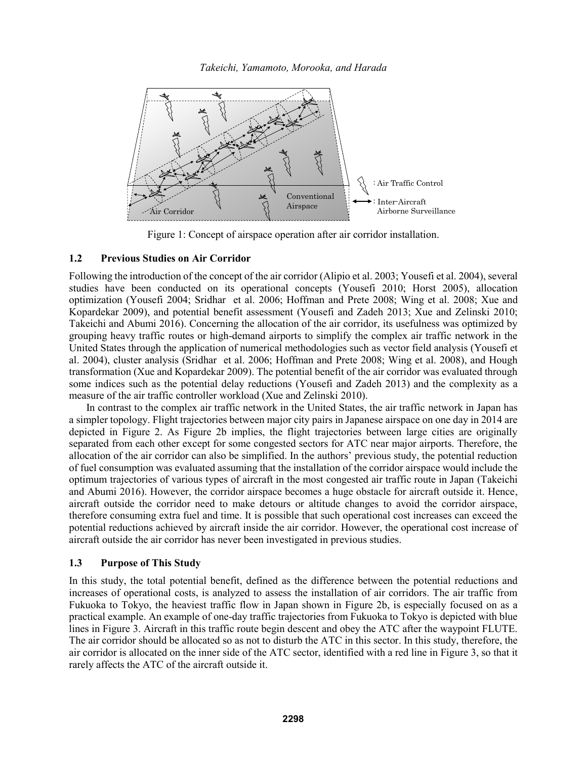Figure 1: Concept of airspace operation after air corridor installation.

### 1.2 Previous Studies on Air Corridor

Following the introduction of the concept of the air corridor (Alipio et al. 2003; Yousefi et al. 2004), several studies have been conducted on its operational concepts (Yousefi 2010; Horst 2005), allocation optimization (Yousefi 2004; Sridhar et al. 2006; Hoffman and Prete 2008; Wing et al. 2008; Xue and Kopardekar 2009), and potential benefit assessment (Yousefi and Zadeh 2013; Xue and Zelinski 2010; Takeichi and Abumi 2016). Concerning the allocation of the air corridor, its usefulness was optimized by grouping heavy traffic routes or high-demand airports to simplify the complex air traffic network in the United States through the application of numerical methodologies such as vector field analysis (Yousefi et al. 2004), cluster analysis (Sridhar et al. 2006; Hoffman and Prete 2008; Wing et al. 2008), and Hough transformation (Xue and Kopardekar 2009). The potential benefit of the air corridor was evaluated through some indices such as the potential delay reductions (Yousefi and Zadeh 2013) and the complexity as a measure of the air traffic controller workload (Xue and Zelinski 2010).

In contrast to the complex air traffic network in the United States, the air traffic network in Japan has a simpler topology. Flight trajectories between major city pairs in Japanese airspace on one day in 2014 are depicted in Figure 2. As Figure 2b implies, the flight trajectories between large cities are originally separated from each other except for some congested sectors for ATC near major airports. Therefore, the allocation of the air corridor can also be simplified. In the authors' previous study, the potential reduction of fuel consumption was evaluated assuming that the installation of the corridor airspace would include the optimum trajectories of various types of aircraft in the most congested air traffic route in Japan (Takeichi and Abumi 2016). However, the corridor airspace becomes a huge obstacle for aircraft outside it. Hence, aircraft outside the corridor need to make detours or altitude changes to avoid the corridor airspace, therefore consuming extra fuel and time. It is possible that such operational cost increases can exceed the potential reductions achieved by aircraft inside the air corridor. However, the operational cost increase of aircraft outside the air corridor has never been investigated in previous studies.

### 1.3 Purpose of This Study

In this study, the total potential benefit, defined as the difference between the potential reductions and increases of operational costs, is analyzed to assess the installation of air corridors. The air traffic from Fukuoka to Tokyo, the heaviest traffic flow in Japan shown in Figure 2b, is especially focused on as a practical example. An example of one-day traffic trajectories from Fukuoka to Tokyo is depicted with blue lines in Figure 3. Aircraft in this traffic route begin descent and obey the ATC after the waypoint FLUTE. The air corridor should be allocated so as not to disturb the ATC in this sector. In this study, therefore, the air corridor is allocated on the inner side of the ATC sector, identified with a red line in Figure 3, so that it rarely affects the ATC of the aircraft outside it.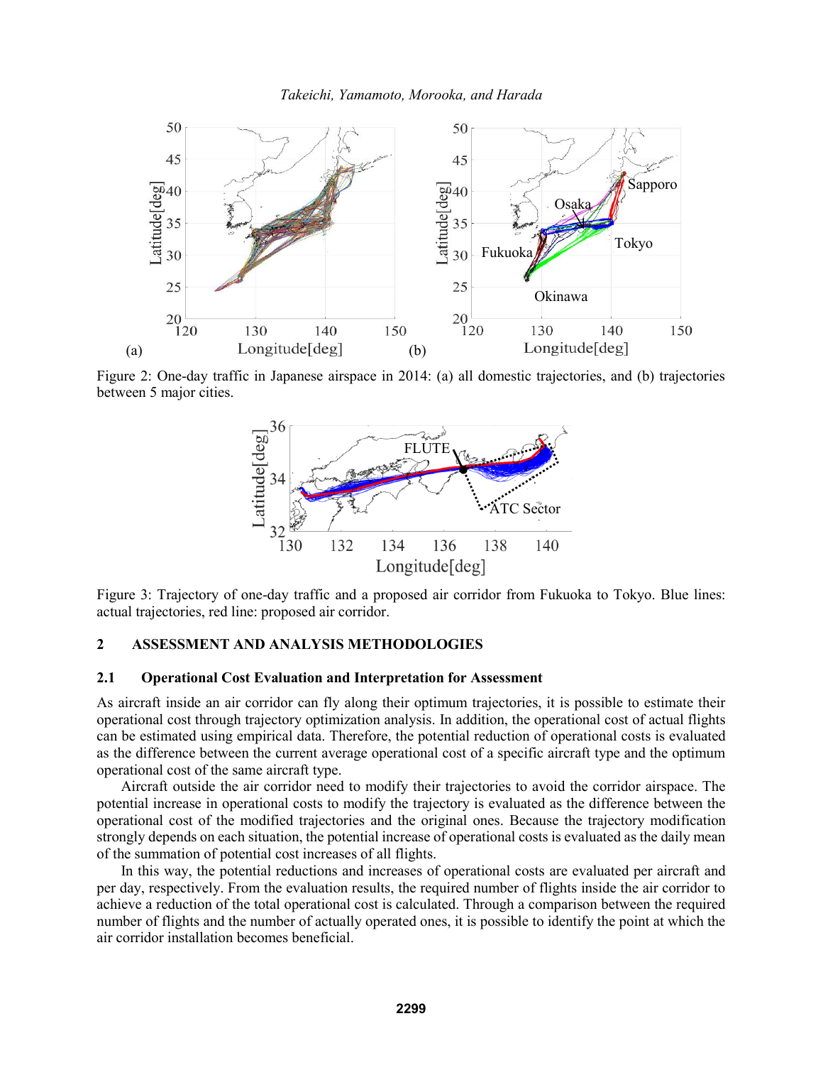Figure 2: One-day traffic in Japanese airspace in 2014: (a) all domestic trajectories, and (b) trajectories between 5 major cities.

Figure 3: Trajectory of one-day traffic and a proposed air corridor from Fukuoka to Tokyo. Blue lines: actual trajectories, red line: proposed air corridor.

## 2 ASSESSMENT AND ANALYSIS METHODOLOGIES

### 2.1 Operational Cost Evaluation and Interpretation for Assessment

As aircraft inside an air corridor can fly along their optimum trajectories, it is possible to estimate their operational cost through trajectory optimization analysis. In addition, the operational cost of actual flights can be estimated using empirical data. Therefore, the potential reduction of operational costs is evaluated as the difference between the current average operational cost of a specific aircraft type and the optimum operational cost of the same aircraft type.

Aircraft outside the air corridor need to modify their trajectories to avoid the corridor airspace. The potential increase in operational costs to modify the trajectory is evaluated as the difference between the operational cost of the modified trajectories and the original ones. Because the trajectory modification strongly depends on each situation, the potential increase of operational costs is evaluated as the daily mean of the summation of potential cost increases of all flights.

In this way, the potential reductions and increases of operational costs are evaluated per aircraft and per day, respectively. From the evaluation results, the required number of flights inside the air corridor to achieve a reduction of the total operational cost is calculated. Through a comparison between the required number of flights and the number of actually operated ones, it is possible to identify the point at which the air corridor installation becomes beneficial.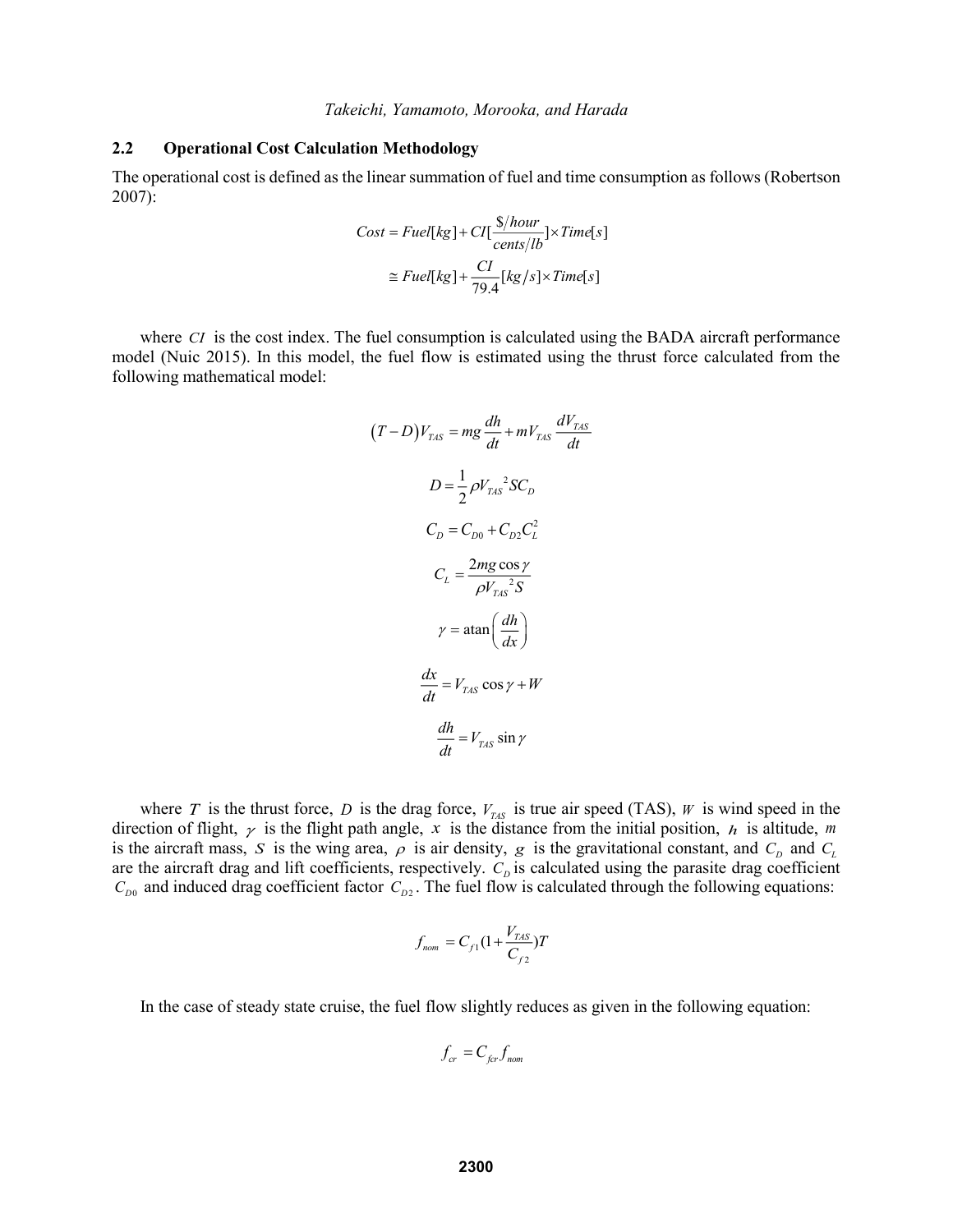### 2.2 Operational Cost Calculation Methodology

The operational cost is defined as the linear summation of fuel and time consumption as follows (Robertson 2007):

$$Cost = Fuel[kg] + CI[\frac{\$/hour}{cents/lb}] \times Time[s]$$

$$\cong Fuel[kg] + \frac{CI}{79.4}[kg/s] \times Time[s]$$

where $CI$ is the cost index. The fuel consumption is calculated using the BADA aircraft performance model (Nuic 2015). In this model, the fuel flow is estimated using the thrust force calculated from the following mathematical model:

$$(T - D)V_{TAS} = mg\frac{dh}{dt} + mV_{TAS}\frac{dV_{TAS}}{dt}$$

$$D = \frac{1}{2}\rho V_{TAS}{}^{2} S C_D$$

$$C_D = C_{D0} + C_{D2}C_L^2$$

$$C_L = \frac{2mg\cos\gamma}{\rho V_{TAS}{}^{2} S}$$

$$\gamma = \operatorname{atan}\left(\frac{dh}{dx}\right)$$

$$\frac{dx}{dt} = V_{TAS}\cos\gamma + W$$

$$\frac{dh}{dt} = V_{TAS}\sin\gamma$$

where $T$ is the thrust force, $D$ is the drag force, $V_{TAS}$ is true air speed (TAS), $W$ is wind speed in the direction of flight, $\gamma$ is the flight path angle, $x$ is the distance from the initial position, $h$ is altitude, $m$ is the aircraft mass, $S$ is the wing area, $\rho$ is air density, $g$ is the gravitational constant, and $C_D$ and $C_L$ are the aircraft drag and lift coefficients, respectively. $C_D$ is calculated using the parasite drag coefficient $C_{D0}$ and induced drag coefficient factor $C_{D2}$. The fuel flow is calculated through the following equations:

$$f_{nom} = C_{f1}(1 + \frac{V_{TAS}}{C_{f2}})T$$

In the case of steady state cruise, the fuel flow slightly reduces as given in the following equation:

$$f_{cr} = C_{fcr} f_{nom}$$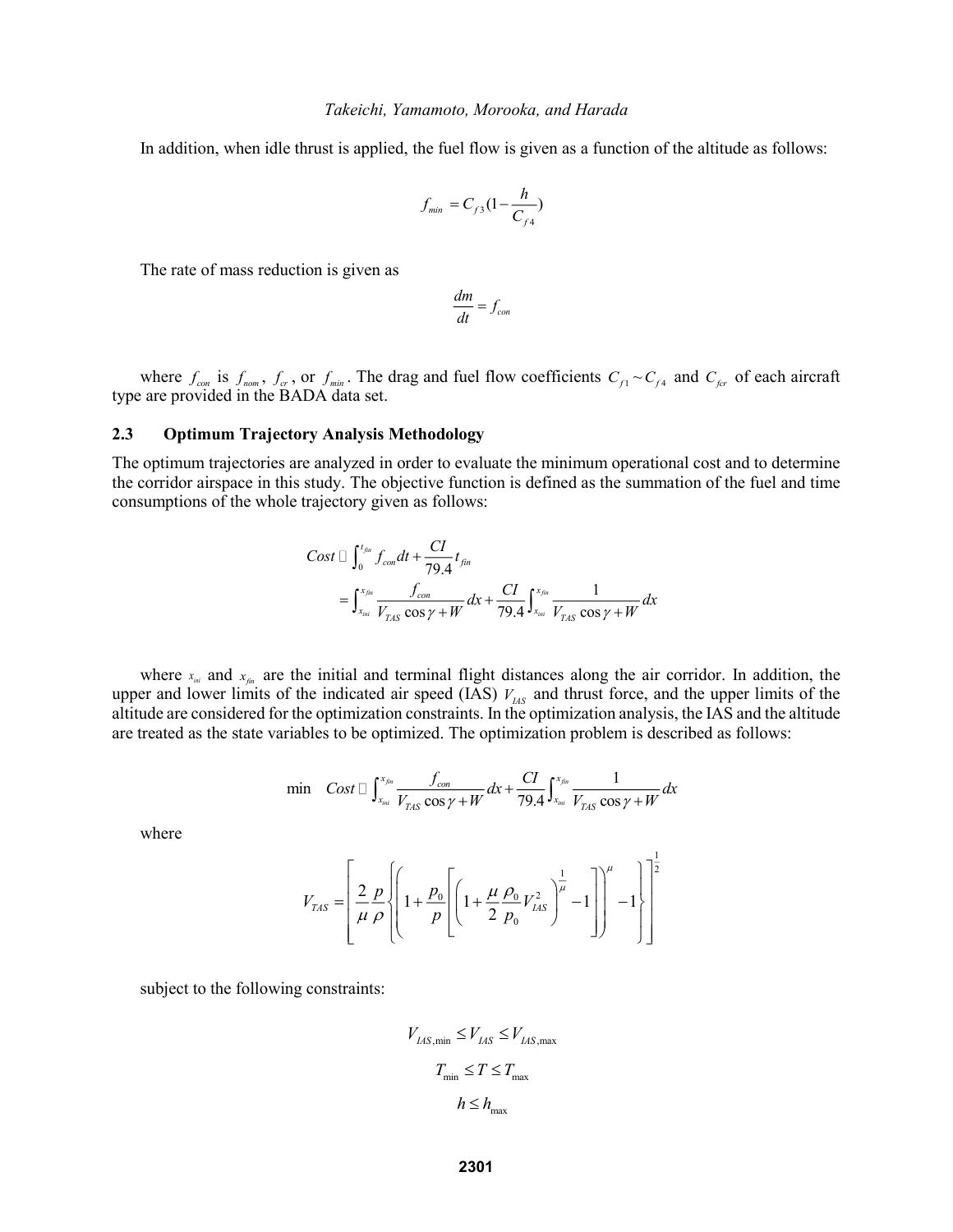In addition, when idle thrust is applied, the fuel flow is given as a function of the altitude as follows:

$$f_{min} = C_{f3}(1 - \frac{h}{C_{f4}})$$

The rate of mass reduction is given as

$$\frac{dm}{dt} = f_{con}$$

where $f_{con}$ is $f_{nom}$, $f_{cr}$, or $f_{min}$. The drag and fuel flow coefficients $C_{f1} \sim C_{f4}$ and $C_{fcr}$ of each aircraft type are provided in the BADA data set.

### 2.3 Optimum Trajectory Analysis Methodology

The optimum trajectories are analyzed in order to evaluate the minimum operational cost and to determine the corridor airspace in this study. The objective function is defined as the summation of the fuel and time consumptions of the whole trajectory given as follows:

$$\begin{aligned} Cost &\equiv \int_0^{t_{fin}} f_{con} dt + \frac{CI}{79.4} t_{fin} \\ &= \int_{x_{ini}}^{x_{fin}} \frac{f_{con}}{V_{TAS} \cos\gamma + W} dx + \frac{CI}{79.4} \int_{x_{ini}}^{x_{fin}} \frac{1}{V_{TAS} \cos\gamma + W} dx \end{aligned}$$

where $x_{ini}$ and $x_{fin}$ are the initial and terminal flight distances along the air corridor. In addition, the upper and lower limits of the indicated air speed (IAS) $V_{IAS}$ and thrust force, and the upper limits of the altitude are considered for the optimization constraints. In the optimization analysis, the IAS and the altitude are treated as the state variables to be optimized. The optimization problem is described as follows:

$$\min \quad Cost \equiv \int_{x_{ini}}^{x_{fin}} \frac{f_{con}}{V_{TAS} \cos\gamma + W} dx + \frac{CI}{79.4} \int_{x_{ini}}^{x_{fin}} \frac{1}{V_{TAS} \cos\gamma + W} dx$$

where

$$V_{TAS} = \left[ \frac{2}{\mu} \frac{p}{\rho} \left\{ \left( 1 + \frac{p_0}{p} \left[ \left( 1 + \frac{\mu}{2} \frac{\rho_0}{p_0} V_{IAS}^2 \right)^{\frac{1}{\mu}} - 1 \right] \right)^{\mu} - 1 \right\} \right]^{\frac{1}{2}}$$

subject to the following constraints:

$$V_{IAS,\min} \le V_{IAS} \le V_{IAS,\max}$$

$$T_{\min} \le T \le T_{\max}$$

$$h \le h_{\max}$$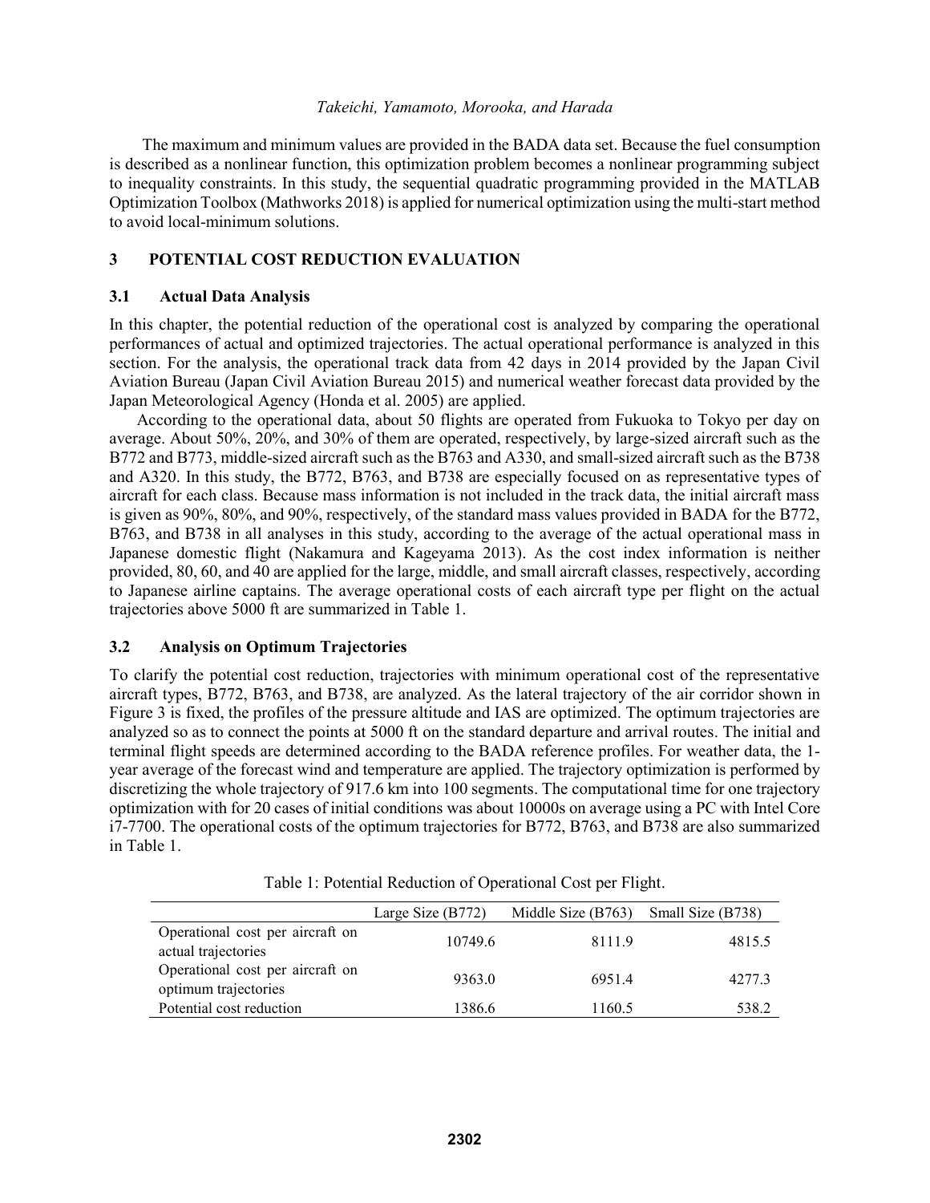The maximum and minimum values are provided in the BADA data set. Because the fuel consumption is described as a nonlinear function, this optimization problem becomes a nonlinear programming subject to inequality constraints. In this study, the sequential quadratic programming provided in the MATLAB Optimization Toolbox (Mathworks 2018) is applied for numerical optimization using the multi-start method to avoid local-minimum solutions.

## 3 POTENTIAL COST REDUCTION EVALUATION

### 3.1 Actual Data Analysis

In this chapter, the potential reduction of the operational cost is analyzed by comparing the operational performances of actual and optimized trajectories. The actual operational performance is analyzed in this section. For the analysis, the operational track data from 42 days in 2014 provided by the Japan Civil Aviation Bureau (Japan Civil Aviation Bureau 2015) and numerical weather forecast data provided by the Japan Meteorological Agency (Honda et al. 2005) are applied.

According to the operational data, about 50 flights are operated from Fukuoka to Tokyo per day on average. About 50%, 20%, and 30% of them are operated, respectively, by large-sized aircraft such as the B772 and B773, middle-sized aircraft such as the B763 and A330, and small-sized aircraft such as the B738 and A320. In this study, the B772, B763, and B738 are especially focused on as representative types of aircraft for each class. Because mass information is not included in the track data, the initial aircraft mass is given as 90%, 80%, and 90%, respectively, of the standard mass values provided in BADA for the B772, B763, and B738 in all analyses in this study, according to the average of the actual operational mass in Japanese domestic flight (Nakamura and Kageyama 2013). As the cost index information is neither provided, 80, 60, and 40 are applied for the large, middle, and small aircraft classes, respectively, according to Japanese airline captains. The average operational costs of each aircraft type per flight on the actual trajectories above 5000 ft are summarized in Table 1.

### 3.2 Analysis on Optimum Trajectories

To clarify the potential cost reduction, trajectories with minimum operational cost of the representative aircraft types, B772, B763, and B738, are analyzed. As the lateral trajectory of the air corridor shown in Figure 3 is fixed, the profiles of the pressure altitude and IAS are optimized. The optimum trajectories are analyzed so as to connect the points at 5000 ft on the standard departure and arrival routes. The initial and terminal flight speeds are determined according to the BADA reference profiles. For weather data, the 1-year average of the forecast wind and temperature are applied. The trajectory optimization is performed by discretizing the whole trajectory of 917.6 km into 100 segments. The computational time for one trajectory optimization with for 20 cases of initial conditions was about 10000s on average using a PC with Intel Core i7-7700. The operational costs of the optimum trajectories for B772, B763, and B738 are also summarized in Table 1.

Table 1: Potential Reduction of Operational Cost per Flight.

| | Large Size (B772) | Middle Size (B763) | Small Size (B738) |
|---|---|---|---|
| Operational cost per aircraft on actual trajectories | 10749.6 | 8111.9 | 4815.5 |
| Operational cost per aircraft on optimum trajectories | 9363.0 | 6951.4 | 4277.3 |
| Potential cost reduction | 1386.6 | 1160.5 | 538.2 |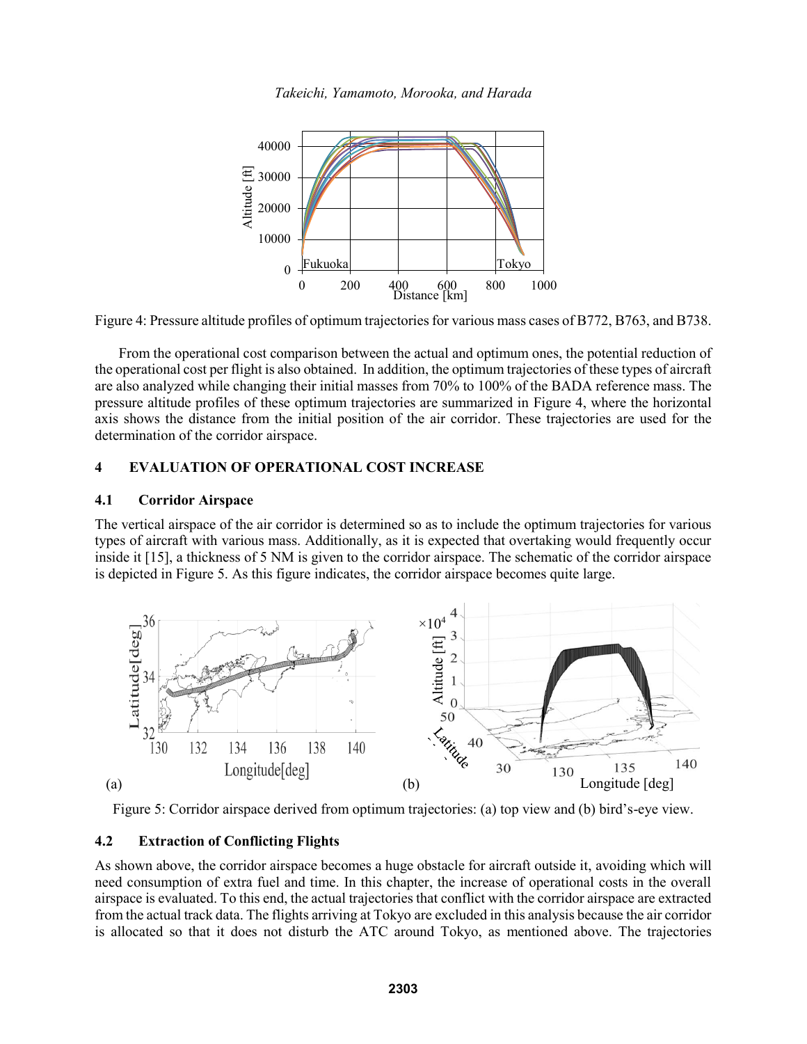Figure 4: Pressure altitude profiles of optimum trajectories for various mass cases of B772, B763, and B738.

From the operational cost comparison between the actual and optimum ones, the potential reduction of the operational cost per flight is also obtained. In addition, the optimum trajectories of these types of aircraft are also analyzed while changing their initial masses from 70% to 100% of the BADA reference mass. The pressure altitude profiles of these optimum trajectories are summarized in Figure 4, where the horizontal axis shows the distance from the initial position of the air corridor. These trajectories are used for the determination of the corridor airspace.

## 4 EVALUATION OF OPERATIONAL COST INCREASE

### 4.1 Corridor Airspace

The vertical airspace of the air corridor is determined so as to include the optimum trajectories for various types of aircraft with various mass. Additionally, as it is expected that overtaking would frequently occur inside it [15], a thickness of 5 NM is given to the corridor airspace. The schematic of the corridor airspace is depicted in Figure 5. As this figure indicates, the corridor airspace becomes quite large.

Figure 5: Corridor airspace derived from optimum trajectories: (a) top view and (b) bird's-eye view.

### 4.2 Extraction of Conflicting Flights

As shown above, the corridor airspace becomes a huge obstacle for aircraft outside it, avoiding which will need consumption of extra fuel and time. In this chapter, the increase of operational costs in the overall airspace is evaluated. To this end, the actual trajectories that conflict with the corridor airspace are extracted from the actual track data. The flights arriving at Tokyo are excluded in this analysis because the air corridor is allocated so that it does not disturb the ATC around Tokyo, as mentioned above. The trajectories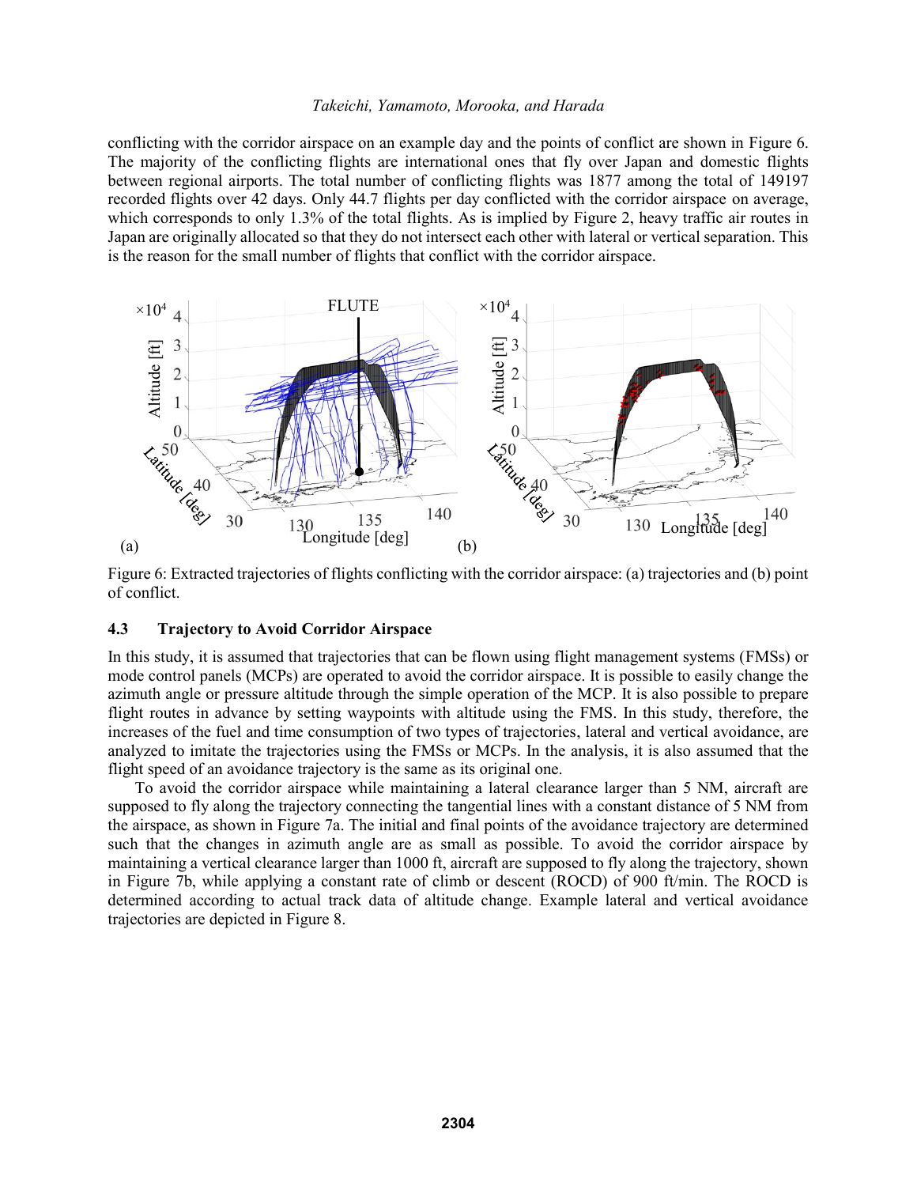conflicting with the corridor airspace on an example day and the points of conflict are shown in Figure 6. The majority of the conflicting flights are international ones that fly over Japan and domestic flights between regional airports. The total number of conflicting flights was 1877 among the total of 149197 recorded flights over 42 days. Only 44.7 flights per day conflicted with the corridor airspace on average, which corresponds to only 1.3% of the total flights. As is implied by Figure 2, heavy traffic air routes in Japan are originally allocated so that they do not intersect each other with lateral or vertical separation. This is the reason for the small number of flights that conflict with the corridor airspace.

Figure 6: Extracted trajectories of flights conflicting with the corridor airspace: (a) trajectories and (b) point of conflict.

### 4.3 Trajectory to Avoid Corridor Airspace

In this study, it is assumed that trajectories that can be flown using flight management systems (FMSs) or mode control panels (MCPs) are operated to avoid the corridor airspace. It is possible to easily change the azimuth angle or pressure altitude through the simple operation of the MCP. It is also possible to prepare flight routes in advance by setting waypoints with altitude using the FMS. In this study, therefore, the increases of the fuel and time consumption of two types of trajectories, lateral and vertical avoidance, are analyzed to imitate the trajectories using the FMSs or MCPs. In the analysis, it is also assumed that the flight speed of an avoidance trajectory is the same as its original one.

To avoid the corridor airspace while maintaining a lateral clearance larger than 5 NM, aircraft are supposed to fly along the trajectory connecting the tangential lines with a constant distance of 5 NM from the airspace, as shown in Figure 7a. The initial and final points of the avoidance trajectory are determined such that the changes in azimuth angle are as small as possible. To avoid the corridor airspace by maintaining a vertical clearance larger than 1000 ft, aircraft are supposed to fly along the trajectory, shown in Figure 7b, while applying a constant rate of climb or descent (ROCD) of 900 ft/min. The ROCD is determined according to actual track data of altitude change. Example lateral and vertical avoidance trajectories are depicted in Figure 8.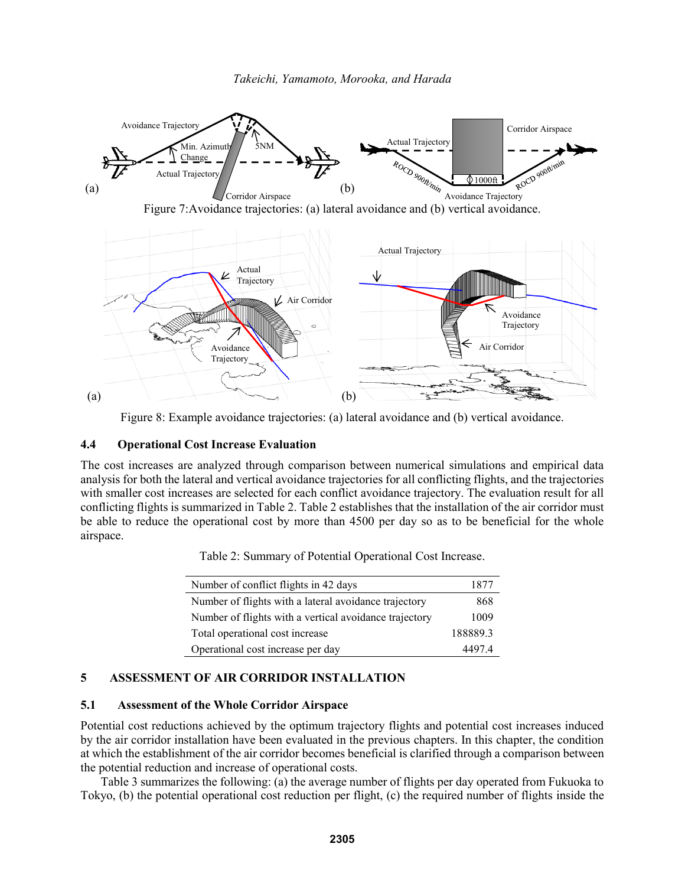Figure 7:Avoidance trajectories: (a) lateral avoidance and (b) vertical avoidance.

Figure 8: Example avoidance trajectories: (a) lateral avoidance and (b) vertical avoidance.

### 4.4 Operational Cost Increase Evaluation

The cost increases are analyzed through comparison between numerical simulations and empirical data analysis for both the lateral and vertical avoidance trajectories for all conflicting flights, and the trajectories with smaller cost increases are selected for each conflict avoidance trajectory. The evaluation result for all conflicting flights is summarized in Table 2. Table 2 establishes that the installation of the air corridor must be able to reduce the operational cost by more than 4500 per day so as to be beneficial for the whole airspace.

Table 2: Summary of Potential Operational Cost Increase.

| | |
|---|---|
| Number of conflict flights in 42 days | 1877 |
| Number of flights with a lateral avoidance trajectory | 868 |
| Number of flights with a vertical avoidance trajectory | 1009 |
| Total operational cost increase | 188889.3 |
| Operational cost increase per day | 4497.4 |

## 5 ASSESSMENT OF AIR CORRIDOR INSTALLATION

### 5.1 Assessment of the Whole Corridor Airspace

Potential cost reductions achieved by the optimum trajectory flights and potential cost increases induced by the air corridor installation have been evaluated in the previous chapters. In this chapter, the condition at which the establishment of the air corridor becomes beneficial is clarified through a comparison between the potential reduction and increase of operational costs.

Table 3 summarizes the following: (a) the average number of flights per day operated from Fukuoka to Tokyo, (b) the potential operational cost reduction per flight, (c) the required number of flights inside the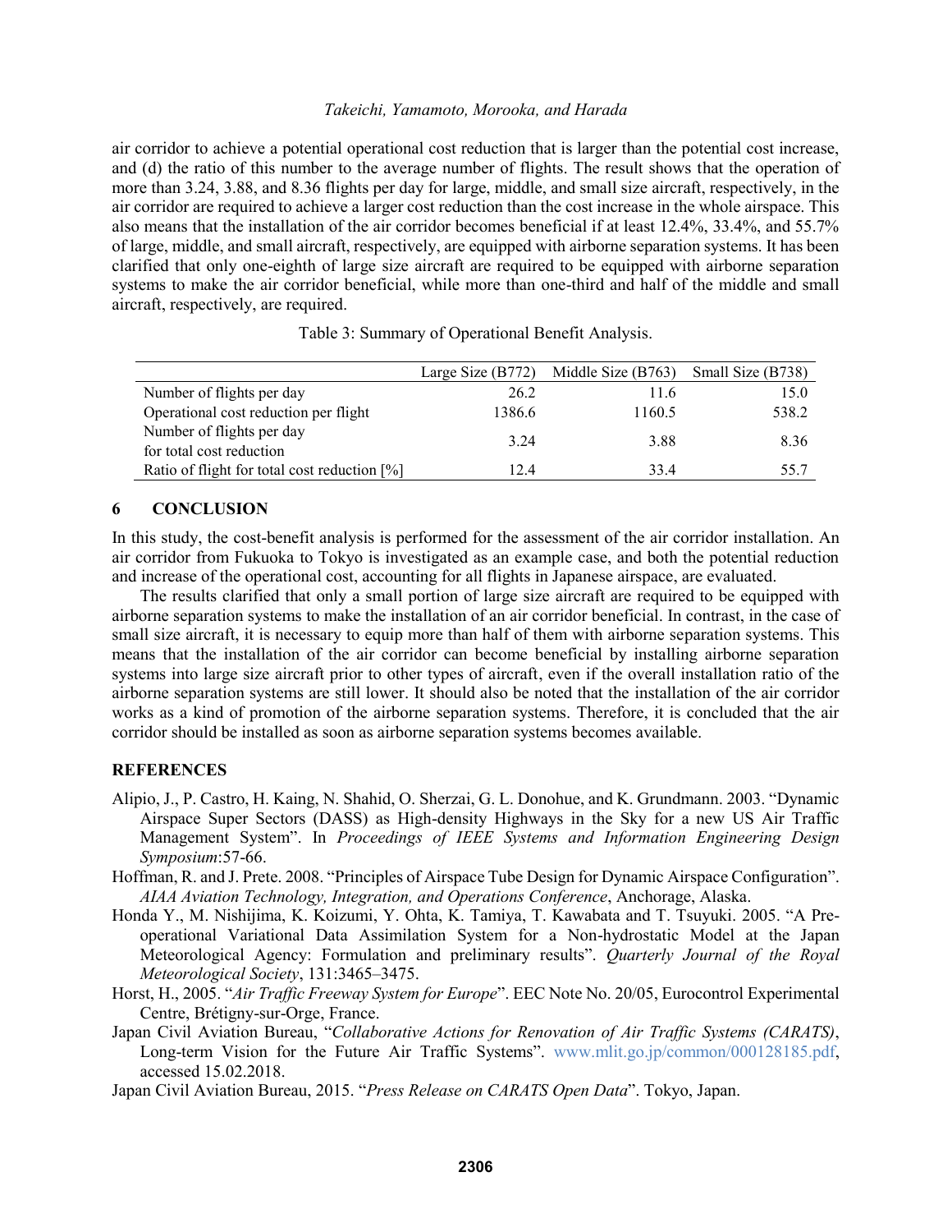air corridor to achieve a potential operational cost reduction that is larger than the potential cost increase, and (d) the ratio of this number to the average number of flights. The result shows that the operation of more than 3.24, 3.88, and 8.36 flights per day for large, middle, and small size aircraft, respectively, in the air corridor are required to achieve a larger cost reduction than the cost increase in the whole airspace. This also means that the installation of the air corridor becomes beneficial if at least 12.4%, 33.4%, and 55.7% of large, middle, and small aircraft, respectively, are equipped with airborne separation systems. It has been clarified that only one-eighth of large size aircraft are required to be equipped with airborne separation systems to make the air corridor beneficial, while more than one-third and half of the middle and small aircraft, respectively, are required.

Table 3: Summary of Operational Benefit Analysis.

| | Large Size (B772) | Middle Size (B763) | Small Size (B738) |
|---|---|---|---|
| Number of flights per day | 26.2 | 11.6 | 15.0 |
| Operational cost reduction per flight | 1386.6 | 1160.5 | 538.2 |
| Number of flights per day for total cost reduction | 3.24 | 3.88 | 8.36 |
| Ratio of flight for total cost reduction [%] | 12.4 | 33.4 | 55.7 |

## 6 CONCLUSION

In this study, the cost-benefit analysis is performed for the assessment of the air corridor installation. An air corridor from Fukuoka to Tokyo is investigated as an example case, and both the potential reduction and increase of the operational cost, accounting for all flights in Japanese airspace, are evaluated.

The results clarified that only a small portion of large size aircraft are required to be equipped with airborne separation systems to make the installation of an air corridor beneficial. In contrast, in the case of small size aircraft, it is necessary to equip more than half of them with airborne separation systems. This means that the installation of the air corridor can become beneficial by installing airborne separation systems into large size aircraft prior to other types of aircraft, even if the overall installation ratio of the airborne separation systems are still lower. It should also be noted that the installation of the air corridor works as a kind of promotion of the airborne separation systems. Therefore, it is concluded that the air corridor should be installed as soon as airborne separation systems becomes available.

## REFERENCES

Alipio, J., P. Castro, H. Kaing, N. Shahid, O. Sherzai, G. L. Donohue, and K. Grundmann. 2003. "Dynamic Airspace Super Sectors (DASS) as High-density Highways in the Sky for a new US Air Traffic Management System". In *Proceedings of IEEE Systems and Information Engineering Design Symposium*:57-66.

Hoffman, R. and J. Prete. 2008. "Principles of Airspace Tube Design for Dynamic Airspace Configuration". *AIAA Aviation Technology, Integration, and Operations Conference*, Anchorage, Alaska.

Honda Y., M. Nishijima, K. Koizumi, Y. Ohta, K. Tamiya, T. Kawabata and T. Tsuyuki. 2005. "A Pre-operational Variational Data Assimilation System for a Non-hydrostatic Model at the Japan Meteorological Agency: Formulation and preliminary results". *Quarterly Journal of the Royal Meteorological Society*, 131:3465–3475.

Horst, H., 2005. "*Air Traffic Freeway System for Europe*". EEC Note No. 20/05, Eurocontrol Experimental Centre, Brétigny-sur-Orge, France.

Japan Civil Aviation Bureau, "*Collaborative Actions for Renovation of Air Traffic Systems (CARATS)*, Long-term Vision for the Future Air Traffic Systems". www.mlit.go.jp/common/000128185.pdf, accessed 15.02.2018.

Japan Civil Aviation Bureau, 2015. "*Press Release on CARATS Open Data*". Tokyo, Japan.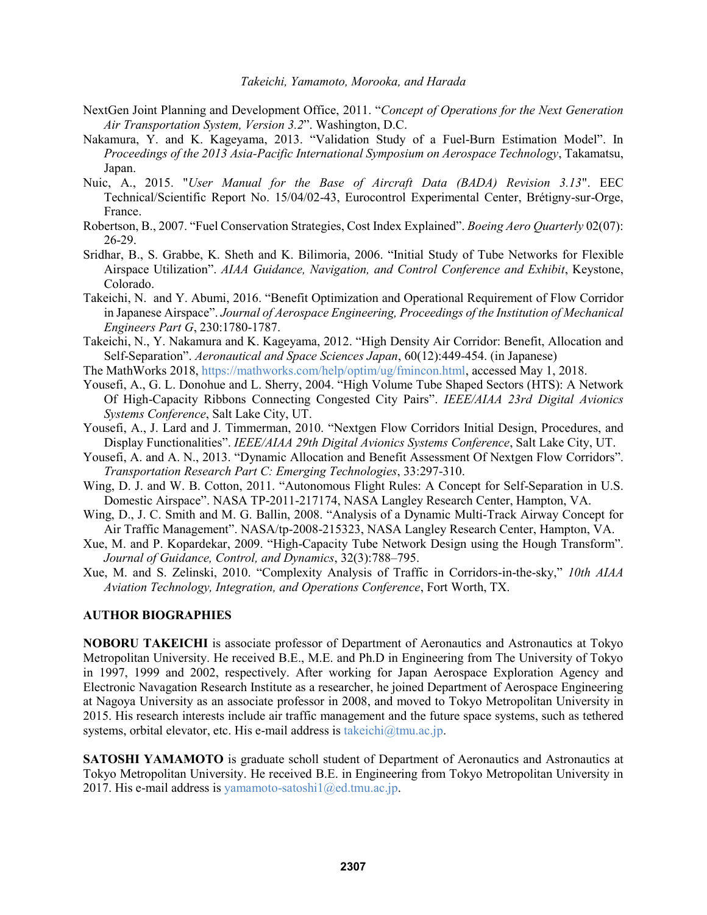NextGen Joint Planning and Development Office, 2011. "*Concept of Operations for the Next Generation Air Transportation System, Version 3.2*". Washington, D.C.

Nakamura, Y. and K. Kageyama, 2013. "Validation Study of a Fuel-Burn Estimation Model". In *Proceedings of the 2013 Asia-Pacific International Symposium on Aerospace Technology*, Takamatsu, Japan.

Nuic, A., 2015. "*User Manual for the Base of Aircraft Data (BADA) Revision 3.13*". EEC Technical/Scientific Report No. 15/04/02-43, Eurocontrol Experimental Center, Brétigny-sur-Orge, France.

Robertson, B., 2007. "Fuel Conservation Strategies, Cost Index Explained". *Boeing Aero Quarterly* 02(07): 26-29.

Sridhar, B., S. Grabbe, K. Sheth and K. Bilimoria, 2006. "Initial Study of Tube Networks for Flexible Airspace Utilization". *AIAA Guidance, Navigation, and Control Conference and Exhibit*, Keystone, Colorado.

Takeichi, N. and Y. Abumi, 2016. "Benefit Optimization and Operational Requirement of Flow Corridor in Japanese Airspace". *Journal of Aerospace Engineering, Proceedings of the Institution of Mechanical Engineers Part G*, 230:1780-1787.

Takeichi, N., Y. Nakamura and K. Kageyama, 2012. "High Density Air Corridor: Benefit, Allocation and Self-Separation". *Aeronautical and Space Sciences Japan*, 60(12):449-454. (in Japanese)

The MathWorks 2018, https://mathworks.com/help/optim/ug/fmincon.html, accessed May 1, 2018.

Yousefi, A., G. L. Donohue and L. Sherry, 2004. "High Volume Tube Shaped Sectors (HTS): A Network Of High-Capacity Ribbons Connecting Congested City Pairs". *IEEE/AIAA 23rd Digital Avionics Systems Conference*, Salt Lake City, UT.

Yousefi, A., J. Lard and J. Timmerman, 2010. "Nextgen Flow Corridors Initial Design, Procedures, and Display Functionalities". *IEEE/AIAA 29th Digital Avionics Systems Conference*, Salt Lake City, UT.

Yousefi, A. and A. N., 2013. "Dynamic Allocation and Benefit Assessment Of Nextgen Flow Corridors". *Transportation Research Part C: Emerging Technologies*, 33:297-310.

Wing, D. J. and W. B. Cotton, 2011. "Autonomous Flight Rules: A Concept for Self-Separation in U.S. Domestic Airspace". NASA TP-2011-217174, NASA Langley Research Center, Hampton, VA.

Wing, D., J. C. Smith and M. G. Ballin, 2008. "Analysis of a Dynamic Multi-Track Airway Concept for Air Traffic Management". NASA/tp-2008-215323, NASA Langley Research Center, Hampton, VA.

Xue, M. and P. Kopardekar, 2009. "High-Capacity Tube Network Design using the Hough Transform". *Journal of Guidance, Control, and Dynamics*, 32(3):788–795.

Xue, M. and S. Zelinski, 2010. "Complexity Analysis of Traffic in Corridors-in-the-sky," *10th AIAA Aviation Technology, Integration, and Operations Conference*, Fort Worth, TX.

## AUTHOR BIOGRAPHIES

**NOBORU TAKEICHI** is associate professor of Department of Aeronautics and Astronautics at Tokyo Metropolitan University. He received B.E., M.E. and Ph.D in Engineering from The University of Tokyo in 1997, 1999 and 2002, respectively. After working for Japan Aerospace Exploration Agency and Electronic Navagation Research Institute as a researcher, he joined Department of Aerospace Engineering at Nagoya University as an associate professor in 2008, and moved to Tokyo Metropolitan University in 2015. His research interests include air traffic management and the future space systems, such as tethered systems, orbital elevator, etc. His e-mail address is takeichi@tmu.ac.jp.

**SATOSHI YAMAMOTO** is graduate scholl student of Department of Aeronautics and Astronautics at Tokyo Metropolitan University. He received B.E. in Engineering from Tokyo Metropolitan University in 2017. His e-mail address is yamamoto-satoshi1@ed.tmu.ac.jp.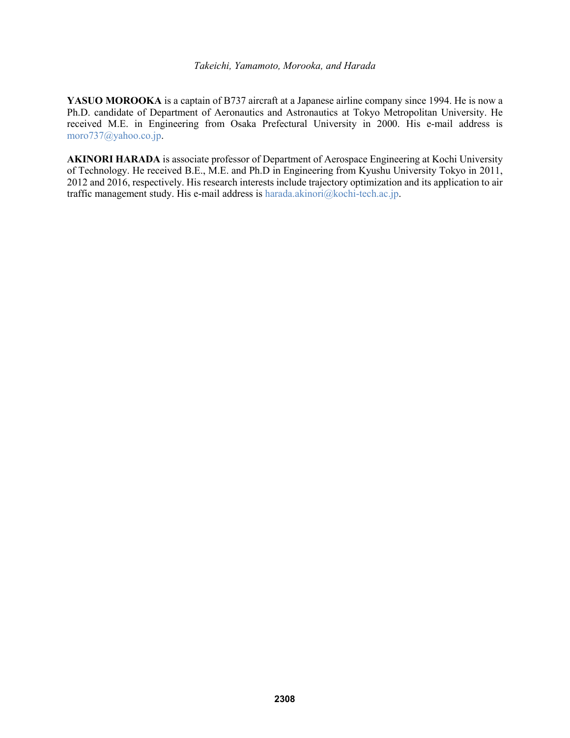**YASUO MOROOKA** is a captain of B737 aircraft at a Japanese airline company since 1994. He is now a Ph.D. candidate of Department of Aeronautics and Astronautics at Tokyo Metropolitan University. He received M.E. in Engineering from Osaka Prefectural University in 2000. His e-mail address is moro737@yahoo.co.jp.

**AKINORI HARADA** is associate professor of Department of Aerospace Engineering at Kochi University of Technology. He received B.E., M.E. and Ph.D in Engineering from Kyushu University Tokyo in 2011, 2012 and 2016, respectively. His research interests include trajectory optimization and its application to air traffic management study. His e-mail address is harada.akinori@kochi-tech.ac.jp.